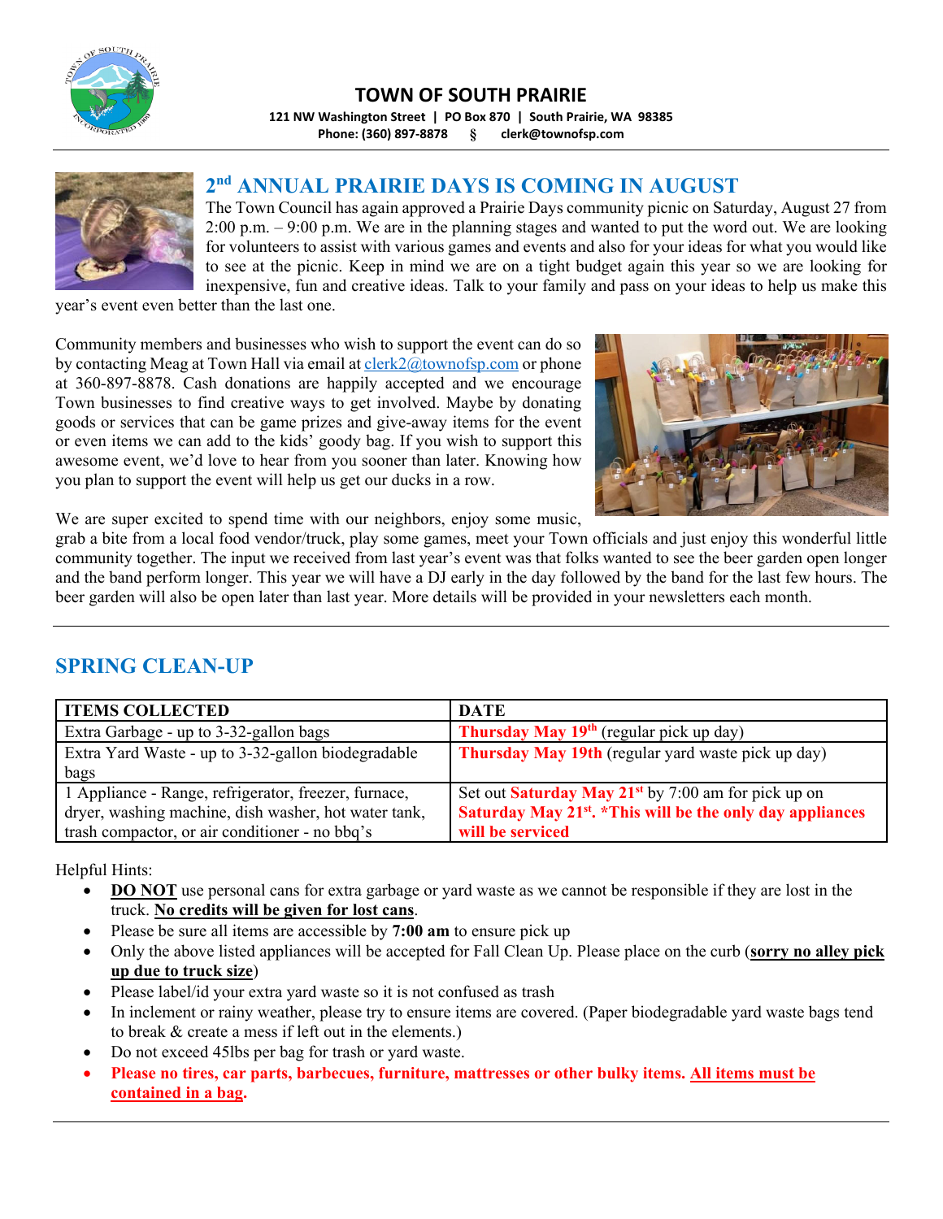# TOWN OF SOUTH PRAIRIE

**121 NW Washington Street | PO Box 870 | South Prairie, WA 98385**
**Phone: (360) 897-8878 § clerk@townofsp.com**

## 2nd ANNUAL PRAIRIE DAYS IS COMING IN AUGUST

The Town Council has again approved a Prairie Days community picnic on Saturday, August 27 from 2:00 p.m. – 9:00 p.m. We are in the planning stages and wanted to put the word out. We are looking for volunteers to assist with various games and events and also for your ideas for what you would like to see at the picnic. Keep in mind we are on a tight budget again this year so we are looking for inexpensive, fun and creative ideas. Talk to your family and pass on your ideas to help us make this year's event even better than the last one.

Community members and businesses who wish to support the event can do so by contacting Meag at Town Hall via email at clerk2@townofsp.com or phone at 360-897-8878. Cash donations are happily accepted and we encourage Town businesses to find creative ways to get involved. Maybe by donating goods or services that can be game prizes and give-away items for the event or even items we can add to the kids' goody bag. If you wish to support this awesome event, we'd love to hear from you sooner than later. Knowing how you plan to support the event will help us get our ducks in a row.

We are super excited to spend time with our neighbors, enjoy some music, grab a bite from a local food vendor/truck, play some games, meet your Town officials and just enjoy this wonderful little community together. The input we received from last year's event was that folks wanted to see the beer garden open longer and the band perform longer. This year we will have a DJ early in the day followed by the band for the last few hours. The beer garden will also be open later than last year. More details will be provided in your newsletters each month.

## SPRING CLEAN-UP

| ITEMS COLLECTED | DATE |
| --- | --- |
| Extra Garbage - up to 3-32-gallon bags | **Thursday May 19th** (regular pick up day) |
| Extra Yard Waste - up to 3-32-gallon biodegradable bags | **Thursday May 19th** (regular yard waste pick up day) |
| 1 Appliance - Range, refrigerator, freezer, furnace, dryer, washing machine, dish washer, hot water tank, trash compactor, or air conditioner - no bbq's | Set out **Saturday May 21st** by 7:00 am for pick up on **Saturday May 21st. \*This will be the only day appliances will be serviced** |

Helpful Hints:

- **DO NOT** use personal cans for extra garbage or yard waste as we cannot be responsible if they are lost in the truck. **No credits will be given for lost cans**.
- Please be sure all items are accessible by **7:00 am** to ensure pick up
- Only the above listed appliances will be accepted for Fall Clean Up. Please place on the curb (**sorry no alley pick up due to truck size**)
- Please label/id your extra yard waste so it is not confused as trash
- In inclement or rainy weather, please try to ensure items are covered. (Paper biodegradable yard waste bags tend to break & create a mess if left out in the elements.)
- Do not exceed 45lbs per bag for trash or yard waste.
- **Please no tires, car parts, barbecues, furniture, mattresses or other bulky items. All items must be contained in a bag.**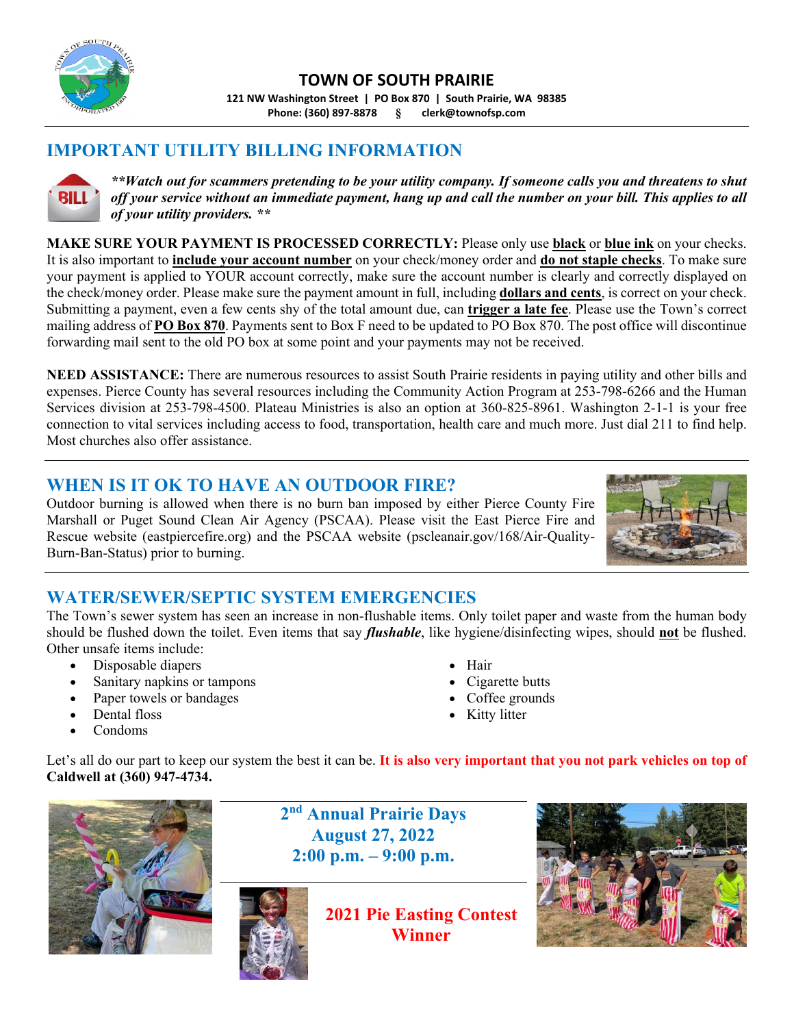# TOWN OF SOUTH PRAIRIE

**121 NW Washington Street | PO Box 870 | South Prairie, WA 98385**
**Phone: (360) 897-8878 § clerk@townofsp.com**

## IMPORTANT UTILITY BILLING INFORMATION

***\*\*Watch out for scammers pretending to be your utility company. If someone calls you and threatens to shut off your service without an immediate payment, hang up and call the number on your bill. This applies to all of your utility providers. \*\****

**MAKE SURE YOUR PAYMENT IS PROCESSED CORRECTLY:** Please only use **black** or **blue ink** on your checks. It is also important to **include your account number** on your check/money order and **do not staple checks**. To make sure your payment is applied to YOUR account correctly, make sure the account number is clearly and correctly displayed on the check/money order. Please make sure the payment amount in full, including **dollars and cents**, is correct on your check. Submitting a payment, even a few cents shy of the total amount due, can **trigger a late fee**. Please use the Town's correct mailing address of **PO Box 870**. Payments sent to Box F need to be updated to PO Box 870. The post office will discontinue forwarding mail sent to the old PO box at some point and your payments may not be received.

**NEED ASSISTANCE:** There are numerous resources to assist South Prairie residents in paying utility and other bills and expenses. Pierce County has several resources including the Community Action Program at 253-798-6266 and the Human Services division at 253-798-4500. Plateau Ministries is also an option at 360-825-8961. Washington 2-1-1 is your free connection to vital services including access to food, transportation, health care and much more. Just dial 211 to find help. Most churches also offer assistance.

## WHEN IS IT OK TO HAVE AN OUTDOOR FIRE?

Outdoor burning is allowed when there is no burn ban imposed by either Pierce County Fire Marshall or Puget Sound Clean Air Agency (PSCAA). Please visit the East Pierce Fire and Rescue website (eastpiercefire.org) and the PSCAA website (pscleanair.gov/168/Air-Quality-Burn-Ban-Status) prior to burning.

## WATER/SEWER/SEPTIC SYSTEM EMERGENCIES

The Town's sewer system has seen an increase in non-flushable items. Only toilet paper and waste from the human body should be flushed down the toilet. Even items that say ***flushable***, like hygiene/disinfecting wipes, should **not** be flushed. Other unsafe items include:

- Disposable diapers
- Sanitary napkins or tampons
- Paper towels or bandages
- Dental floss
- Condoms
- Hair
- Cigarette butts
- Coffee grounds
- Kitty litter

Let's all do our part to keep our system the best it can be. **It is also very important that you not park vehicles on top of Caldwell at (360) 947-4734.**

**2nd Annual Prairie Days**
**August 27, 2022**
**2:00 p.m. – 9:00 p.m.**

**2021 Pie Easting Contest Winner**